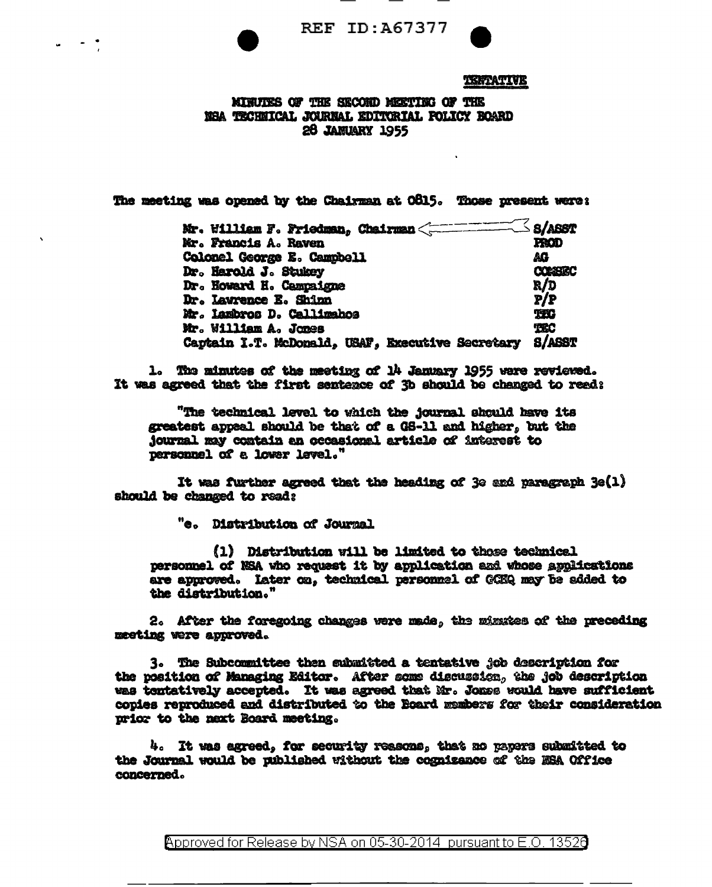REF ID:A67377

TENTATIVE

# MINUTES OF THE SECOND MEETING OF THE NSA TECHNICAL JOURNAL EDITORIAL POLICY BOARD 28 JANUARY 1955

The meeting was opened by the Chairman at 0815. Those present were:

| | |
|---|---|
| Mr. William F. Friedman, Chairman | S/ASST |
| Mr. Francis A. Raven | PROD |
| Colonel George E. Campbell | AG |
| Dr. Harold J. Stukey | COMSEC |
| Dr. Howard H. Campaigne | R/D |
| Dr. Lawrence E. Shinn | P/P |
| Mr. Lambros D. Callimahos | TEC |
| Mr. William A. Jones | TEC |
| Captain I.T. McDonald, USAF, Executive Secretary | S/ASST |

1. The minutes of the meeting of 14 January 1955 were reviewed. It was agreed that the first sentence of 3b should be changed to read:

"The technical level to which the journal should have its greatest appeal should be that of a GS-11 and higher, but the journal may contain an occasional article of interest to personnel of a lower level."

It was further agreed that the heading of 3e and paragraph 3e(1) should be changed to read:

"e. Distribution of Journal

(1) Distribution will be limited to those technical personnel of NSA who request it by application and whose applications are approved. Later on, technical personnel of GCHQ may be added to the distribution."

2. After the foregoing changes were made, the minutes of the preceding meeting were approved.

3. The Subcommittee then submitted a tentative job description for the position of Managing Editor. After some discussion, the job description was tentatively accepted. It was agreed that Mr. Jones would have sufficient copies reproduced and distributed to the Board members for their consideration prior to the next Board meeting.

4. It was agreed, for security reasons, that no papers submitted to the Journal would be published without the cognizance of the NSA Office concerned.

Approved for Release by NSA on 05-30-2014 pursuant to E.O. 13526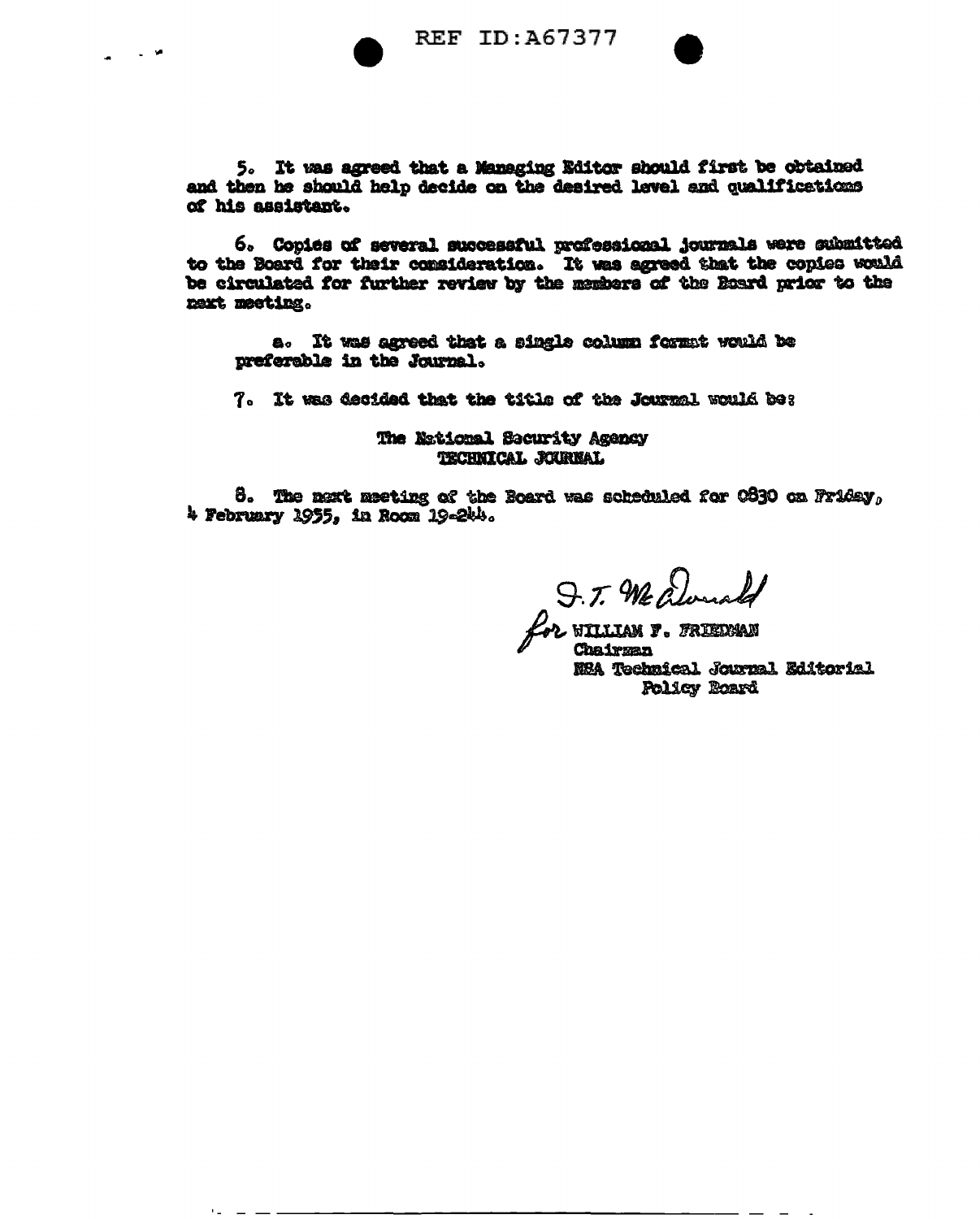5. It was agreed that a Managing Editor should first be obtained and then he should help decide on the desired level and qualifications of his assistant.

6. Copies of several successful professional journals were submitted to the Board for their consideration. It was agreed that the copies would be circulated for further review by the members of the Board prior to the next meeting.

a. It was agreed that a single column format would be preferable in the Journal.

7. It was decided that the title of the Journal would be:

The National Security Agency
TECHNICAL JOURNAL

8. The next meeting of the Board was scheduled for 0830 on Friday, 4 February 1955, in Room 19-244.

S. T. McDonald
for WILLIAM F. FRIEDMAN
Chairman
NSA Technical Journal Editorial Policy Board